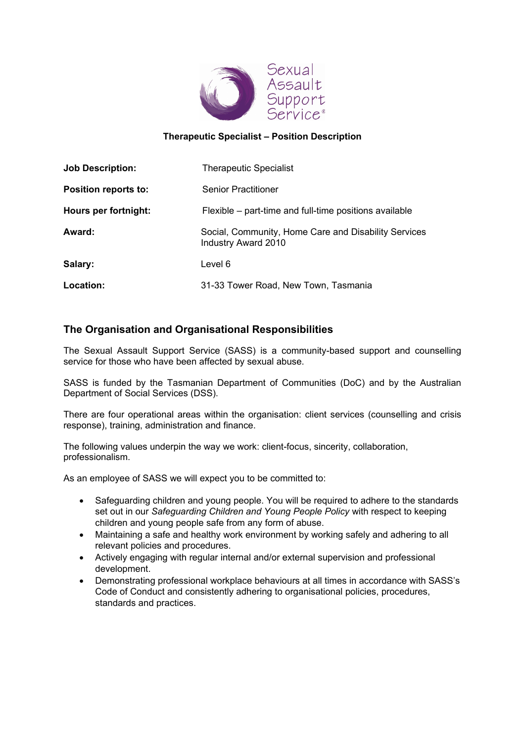# Therapeutic Specialist – Position Description

| | |
|---|---|
| **Job Description:** | Therapeutic Specialist |
| **Position reports to:** | Senior Practitioner |
| **Hours per fortnight:** | Flexible – part-time and full-time positions available |
| **Award:** | Social, Community, Home Care and Disability Services Industry Award 2010 |
| **Salary:** | Level 6 |
| **Location:** | 31-33 Tower Road, New Town, Tasmania |

## The Organisation and Organisational Responsibilities

The Sexual Assault Support Service (SASS) is a community-based support and counselling service for those who have been affected by sexual abuse.

SASS is funded by the Tasmanian Department of Communities (DoC) and by the Australian Department of Social Services (DSS).

There are four operational areas within the organisation: client services (counselling and crisis response), training, administration and finance.

The following values underpin the way we work: client-focus, sincerity, collaboration, professionalism.

As an employee of SASS we will expect you to be committed to:

- Safeguarding children and young people. You will be required to adhere to the standards set out in our *Safeguarding Children and Young People Policy* with respect to keeping children and young people safe from any form of abuse.
- Maintaining a safe and healthy work environment by working safely and adhering to all relevant policies and procedures.
- Actively engaging with regular internal and/or external supervision and professional development.
- Demonstrating professional workplace behaviours at all times in accordance with SASS's Code of Conduct and consistently adhering to organisational policies, procedures, standards and practices.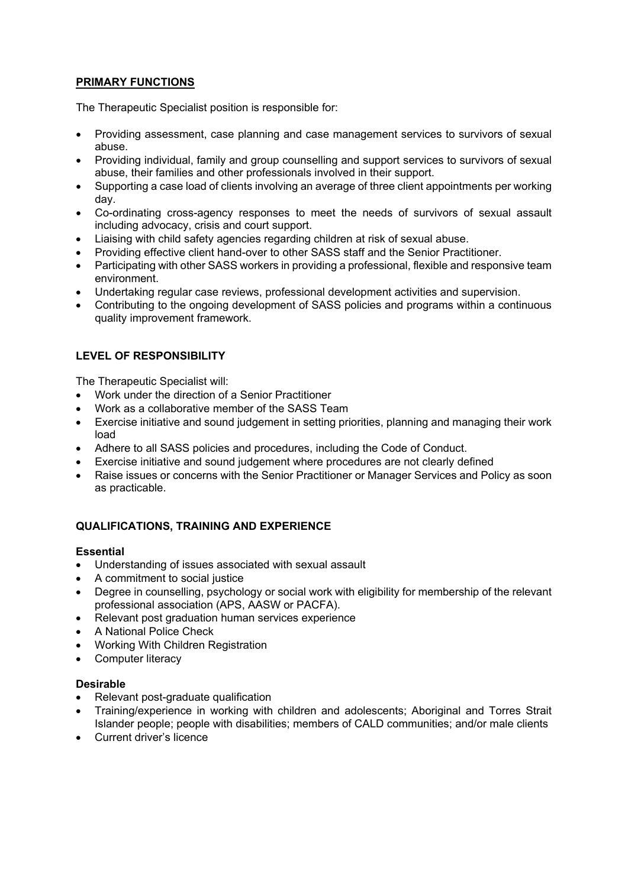## PRIMARY FUNCTIONS

The Therapeutic Specialist position is responsible for:

- Providing assessment, case planning and case management services to survivors of sexual abuse.
- Providing individual, family and group counselling and support services to survivors of sexual abuse, their families and other professionals involved in their support.
- Supporting a case load of clients involving an average of three client appointments per working day.
- Co-ordinating cross-agency responses to meet the needs of survivors of sexual assault including advocacy, crisis and court support.
- Liaising with child safety agencies regarding children at risk of sexual abuse.
- Providing effective client hand-over to other SASS staff and the Senior Practitioner.
- Participating with other SASS workers in providing a professional, flexible and responsive team environment.
- Undertaking regular case reviews, professional development activities and supervision.
- Contributing to the ongoing development of SASS policies and programs within a continuous quality improvement framework.

## LEVEL OF RESPONSIBILITY

The Therapeutic Specialist will:

- Work under the direction of a Senior Practitioner
- Work as a collaborative member of the SASS Team
- Exercise initiative and sound judgement in setting priorities, planning and managing their work load
- Adhere to all SASS policies and procedures, including the Code of Conduct.
- Exercise initiative and sound judgement where procedures are not clearly defined
- Raise issues or concerns with the Senior Practitioner or Manager Services and Policy as soon as practicable.

## QUALIFICATIONS, TRAINING AND EXPERIENCE

### Essential

- Understanding of issues associated with sexual assault
- A commitment to social justice
- Degree in counselling, psychology or social work with eligibility for membership of the relevant professional association (APS, AASW or PACFA).
- Relevant post graduation human services experience
- A National Police Check
- Working With Children Registration
- Computer literacy

### Desirable

- Relevant post-graduate qualification
- Training/experience in working with children and adolescents; Aboriginal and Torres Strait Islander people; people with disabilities; members of CALD communities; and/or male clients
- Current driver's licence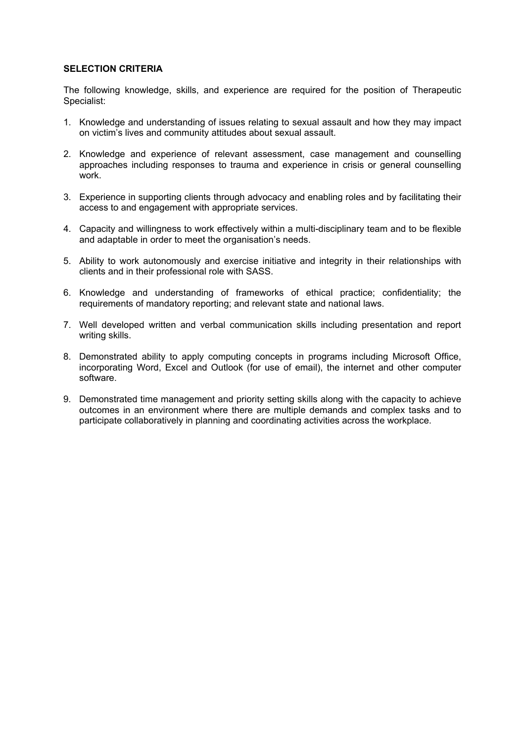**SELECTION CRITERIA**

The following knowledge, skills, and experience are required for the position of Therapeutic Specialist:

1. Knowledge and understanding of issues relating to sexual assault and how they may impact on victim's lives and community attitudes about sexual assault.

2. Knowledge and experience of relevant assessment, case management and counselling approaches including responses to trauma and experience in crisis or general counselling work.

3. Experience in supporting clients through advocacy and enabling roles and by facilitating their access to and engagement with appropriate services.

4. Capacity and willingness to work effectively within a multi-disciplinary team and to be flexible and adaptable in order to meet the organisation's needs.

5. Ability to work autonomously and exercise initiative and integrity in their relationships with clients and in their professional role with SASS.

6. Knowledge and understanding of frameworks of ethical practice; confidentiality; the requirements of mandatory reporting; and relevant state and national laws.

7. Well developed written and verbal communication skills including presentation and report writing skills.

8. Demonstrated ability to apply computing concepts in programs including Microsoft Office, incorporating Word, Excel and Outlook (for use of email), the internet and other computer software.

9. Demonstrated time management and priority setting skills along with the capacity to achieve outcomes in an environment where there are multiple demands and complex tasks and to participate collaboratively in planning and coordinating activities across the workplace.